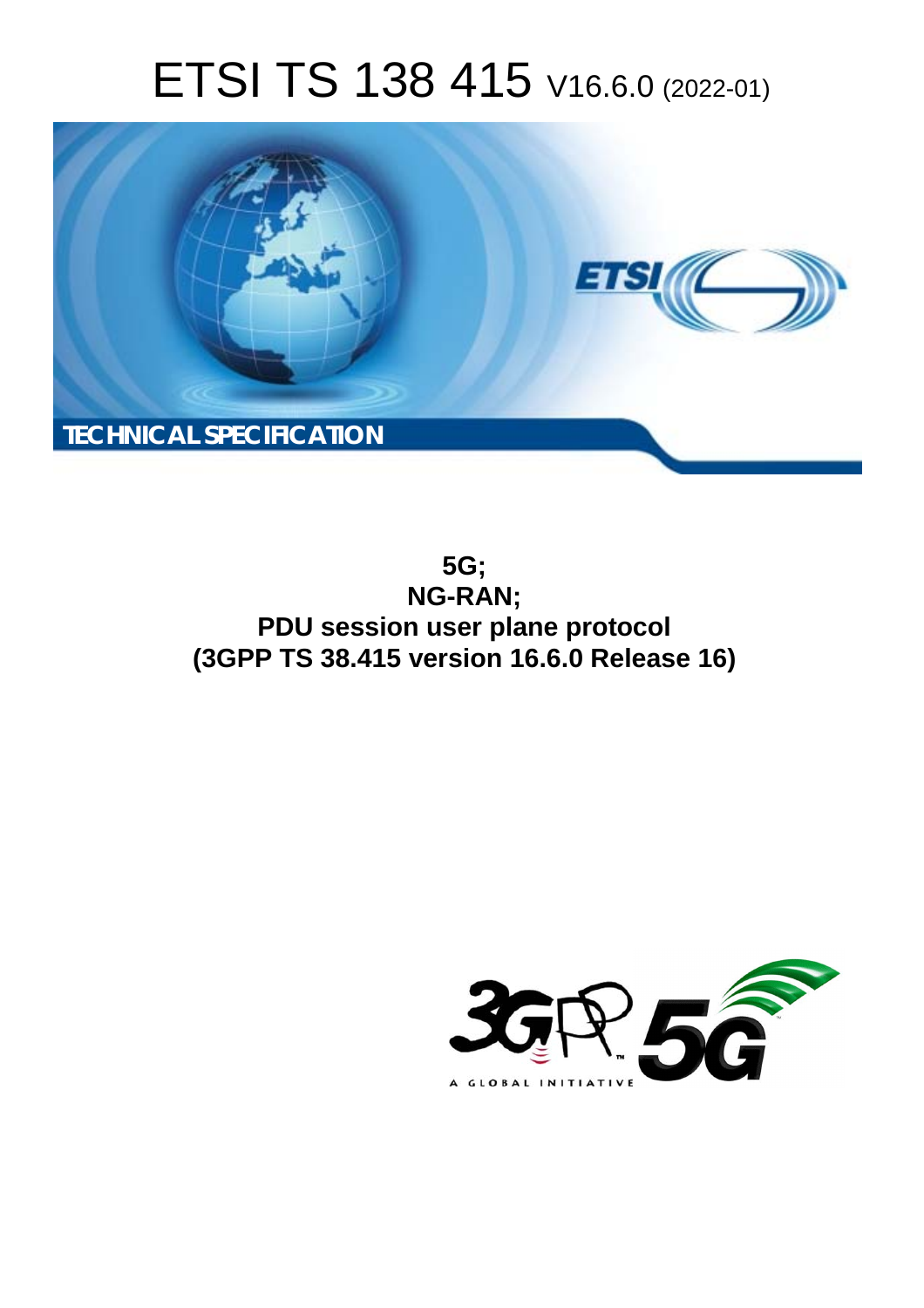# ETSI TS 138 415 V16.6.0 (2022-01)

TECHNICAL SPECIFICATION

**5G;**
**NG-RAN;**
**PDU session user plane protocol**
**(3GPP TS 38.415 version 16.6.0 Release 16)**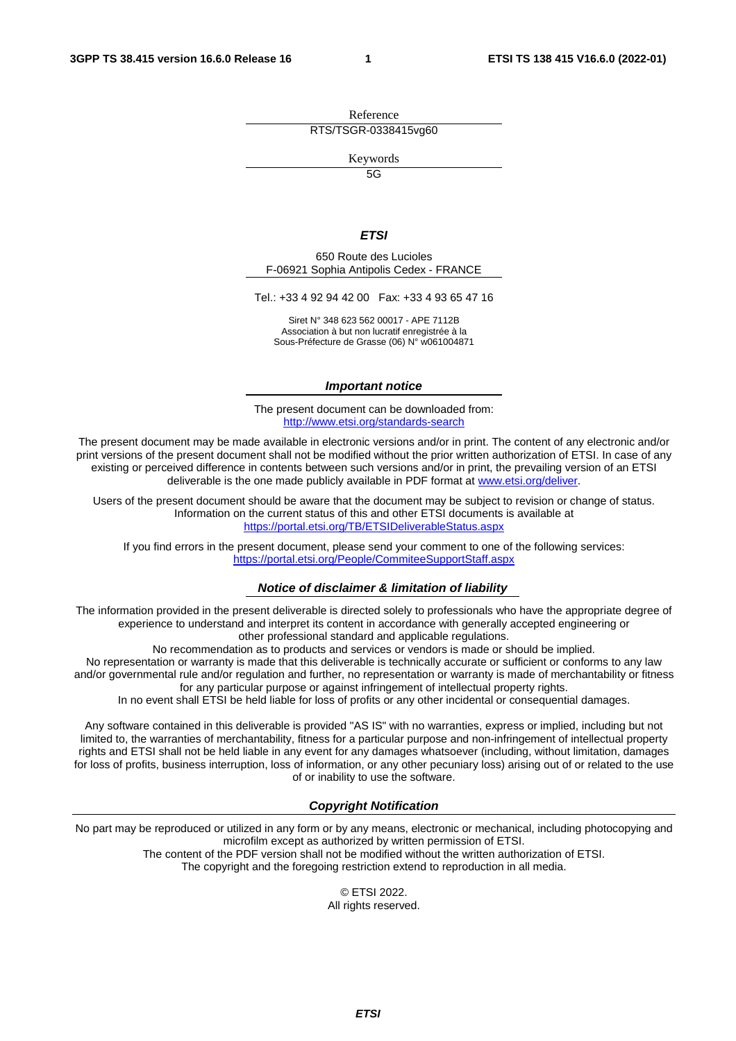Reference

RTS/TSGR-0338415vg60

Keywords

5G

***ETSI***

650 Route des Lucioles
F-06921 Sophia Antipolis Cedex - FRANCE

Tel.: +33 4 92 94 42 00   Fax: +33 4 93 65 47 16

Siret N° 348 623 562 00017 - APE 7112B
Association à but non lucratif enregistrée à la
Sous-Préfecture de Grasse (06) N° w061004871

***Important notice***

The present document can be downloaded from:
http://www.etsi.org/standards-search

The present document may be made available in electronic versions and/or in print. The content of any electronic and/or print versions of the present document shall not be modified without the prior written authorization of ETSI. In case of any existing or perceived difference in contents between such versions and/or in print, the prevailing version of an ETSI deliverable is the one made publicly available in PDF format at www.etsi.org/deliver.

Users of the present document should be aware that the document may be subject to revision or change of status. Information on the current status of this and other ETSI documents is available at
https://portal.etsi.org/TB/ETSIDeliverableStatus.aspx

If you find errors in the present document, please send your comment to one of the following services:
https://portal.etsi.org/People/CommiteeSupportStaff.aspx

***Notice of disclaimer & limitation of liability***

The information provided in the present deliverable is directed solely to professionals who have the appropriate degree of experience to understand and interpret its content in accordance with generally accepted engineering or other professional standard and applicable regulations.
No recommendation as to products and services or vendors is made or should be implied.
No representation or warranty is made that this deliverable is technically accurate or sufficient or conforms to any law and/or governmental rule and/or regulation and further, no representation or warranty is made of merchantability or fitness for any particular purpose or against infringement of intellectual property rights.
In no event shall ETSI be held liable for loss of profits or any other incidental or consequential damages.

Any software contained in this deliverable is provided "AS IS" with no warranties, express or implied, including but not limited to, the warranties of merchantability, fitness for a particular purpose and non-infringement of intellectual property rights and ETSI shall not be held liable in any event for any damages whatsoever (including, without limitation, damages for loss of profits, business interruption, loss of information, or any other pecuniary loss) arising out of or related to the use of or inability to use the software.

***Copyright Notification***

No part may be reproduced or utilized in any form or by any means, electronic or mechanical, including photocopying and microfilm except as authorized by written permission of ETSI.
The content of the PDF version shall not be modified without the written authorization of ETSI.
The copyright and the foregoing restriction extend to reproduction in all media.

© ETSI 2022.
All rights reserved.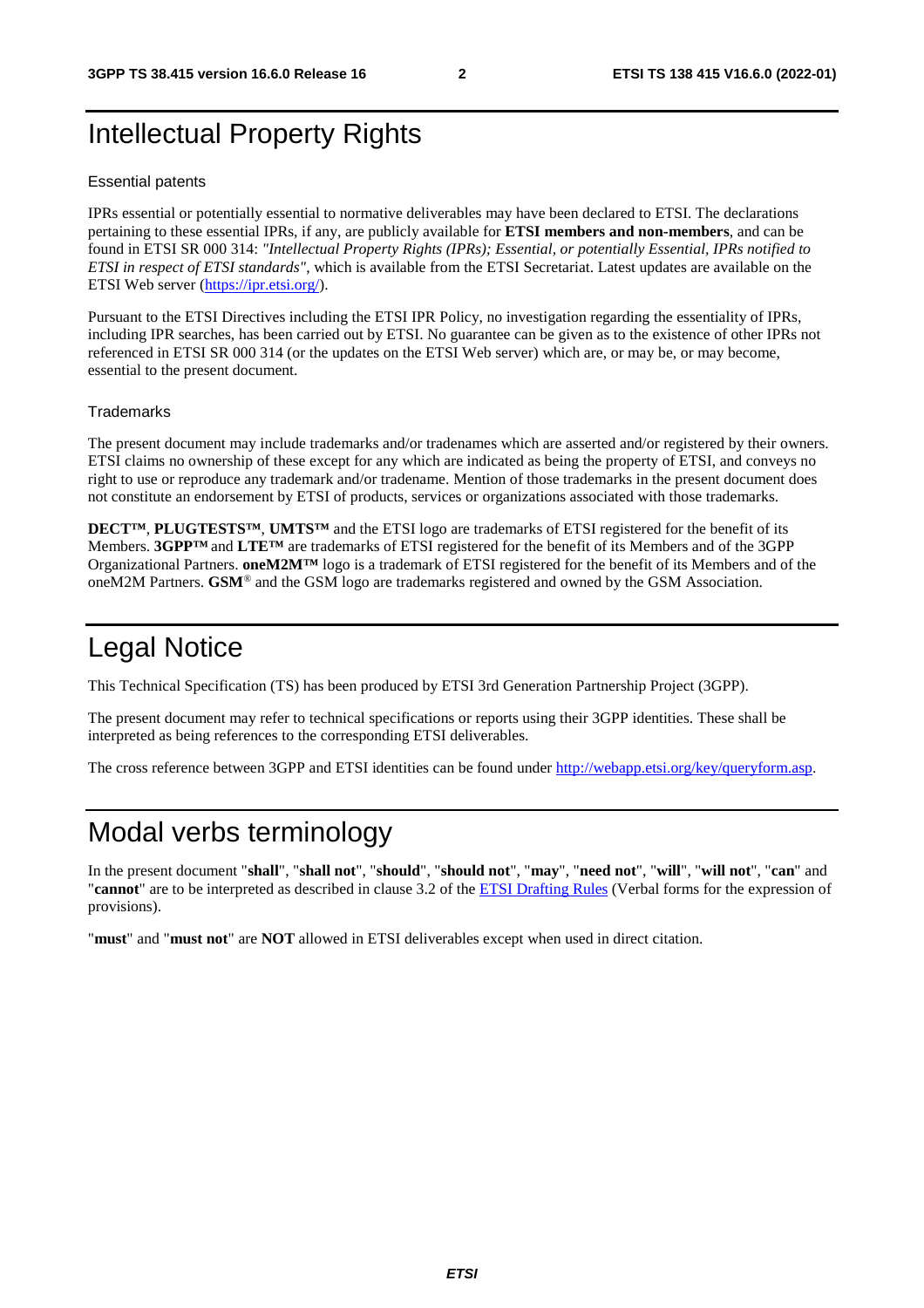# Intellectual Property Rights

## Essential patents

IPRs essential or potentially essential to normative deliverables may have been declared to ETSI. The declarations pertaining to these essential IPRs, if any, are publicly available for **ETSI members and non-members**, and can be found in ETSI SR 000 314: *"Intellectual Property Rights (IPRs); Essential, or potentially Essential, IPRs notified to ETSI in respect of ETSI standards"*, which is available from the ETSI Secretariat. Latest updates are available on the ETSI Web server (https://ipr.etsi.org/).

Pursuant to the ETSI Directives including the ETSI IPR Policy, no investigation regarding the essentiality of IPRs, including IPR searches, has been carried out by ETSI. No guarantee can be given as to the existence of other IPRs not referenced in ETSI SR 000 314 (or the updates on the ETSI Web server) which are, or may be, or may become, essential to the present document.

## Trademarks

The present document may include trademarks and/or tradenames which are asserted and/or registered by their owners. ETSI claims no ownership of these except for any which are indicated as being the property of ETSI, and conveys no right to use or reproduce any trademark and/or tradename. Mention of those trademarks in the present document does not constitute an endorsement by ETSI of products, services or organizations associated with those trademarks.

**DECT™**, **PLUGTESTS™**, **UMTS™** and the ETSI logo are trademarks of ETSI registered for the benefit of its Members. **3GPP™** and **LTE™** are trademarks of ETSI registered for the benefit of its Members and of the 3GPP Organizational Partners. **oneM2M™** logo is a trademark of ETSI registered for the benefit of its Members and of the oneM2M Partners. **GSM**® and the GSM logo are trademarks registered and owned by the GSM Association.

# Legal Notice

This Technical Specification (TS) has been produced by ETSI 3rd Generation Partnership Project (3GPP).

The present document may refer to technical specifications or reports using their 3GPP identities. These shall be interpreted as being references to the corresponding ETSI deliverables.

The cross reference between 3GPP and ETSI identities can be found under http://webapp.etsi.org/key/queryform.asp.

# Modal verbs terminology

In the present document "**shall**", "**shall not**", "**should**", "**should not**", "**may**", "**need not**", "**will**", "**will not**", "**can**" and "**cannot**" are to be interpreted as described in clause 3.2 of the ETSI Drafting Rules (Verbal forms for the expression of provisions).

"**must**" and "**must not**" are **NOT** allowed in ETSI deliverables except when used in direct citation.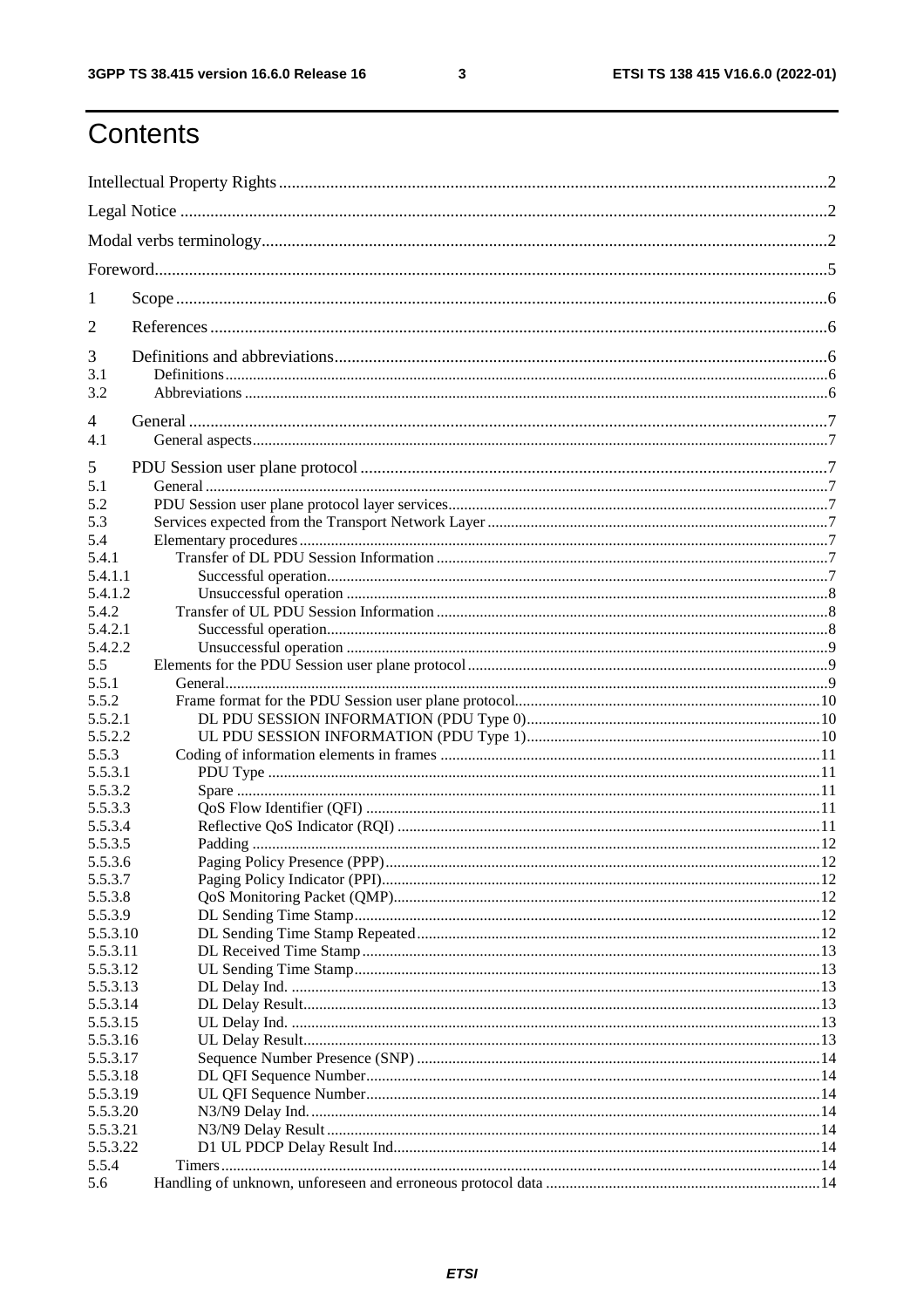# Contents

Intellectual Property Rights ............................................................................................................................... 2

Legal Notice ....................................................................................................................................................... 2

Modal verbs terminology .................................................................................................................................... 2

Foreword ............................................................................................................................................................ 5

1 Scope ........................................................................................................................................................ 6

2 References ................................................................................................................................................ 6

3 Definitions and abbreviations ................................................................................................................... 6

3.1 Definitions ......................................................................................................................................................... 6

3.2 Abbreviations ..................................................................................................................................................... 6

4 General ..................................................................................................................................................... 7

4.1 General aspects .................................................................................................................................................. 7

5 PDU Session user plane protocol ............................................................................................................. 7

5.1 General ............................................................................................................................................................... 7

5.2 PDU Session user plane protocol layer services ................................................................................................ 7

5.3 Services expected from the Transport Network Layer ...................................................................................... 7

5.4 Elementary procedures ....................................................................................................................................... 7

5.4.1 Transfer of DL PDU Session Information ................................................................................................... 7

5.4.1.1 Successful operation .............................................................................................................................. 7

5.4.1.2 Unsuccessful operation .......................................................................................................................... 8

5.4.2 Transfer of UL PDU Session Information ................................................................................................... 8

5.4.2.1 Successful operation .............................................................................................................................. 8

5.4.2.2 Unsuccessful operation .......................................................................................................................... 9

5.5 Elements for the PDU Session user plane protocol ............................................................................................ 9

5.5.1 General ........................................................................................................................................................ 9

5.5.2 Frame format for the PDU Session user plane protocol ............................................................................. 10

5.5.2.1 DL PDU SESSION INFORMATION (PDU Type 0) ........................................................................... 10

5.5.2.2 UL PDU SESSION INFORMATION (PDU Type 1) ........................................................................... 10

5.5.3 Coding of information elements in frames ................................................................................................ 11

5.5.3.1 PDU Type ............................................................................................................................................ 11

5.5.3.2 Spare .................................................................................................................................................... 11

5.5.3.3 QoS Flow Identifier (QFI) ................................................................................................................... 11

5.5.3.4 Reflective QoS Indicator (RQI) ........................................................................................................... 11

5.5.3.5 Padding ................................................................................................................................................ 12

5.5.3.6 Paging Policy Presence (PPP) .............................................................................................................. 12

5.5.3.7 Paging Policy Indicator (PPI) ............................................................................................................... 12

5.5.3.8 QoS Monitoring Packet (QMP) ............................................................................................................ 12

5.5.3.9 DL Sending Time Stamp ...................................................................................................................... 12

5.5.3.10 DL Sending Time Stamp Repeated ...................................................................................................... 12

5.5.3.11 DL Received Time Stamp .................................................................................................................... 13

5.5.3.12 UL Sending Time Stamp ...................................................................................................................... 13

5.5.3.13 DL Delay Ind. ...................................................................................................................................... 13

5.5.3.14 DL Delay Result ................................................................................................................................... 13

5.5.3.15 UL Delay Ind. ...................................................................................................................................... 13

5.5.3.16 UL Delay Result ................................................................................................................................... 13

5.5.3.17 Sequence Number Presence (SNP) ...................................................................................................... 14

5.5.3.18 DL QFI Sequence Number ................................................................................................................... 14

5.5.3.19 UL QFI Sequence Number ................................................................................................................... 14

5.5.3.20 N3/N9 Delay Ind. ................................................................................................................................. 14

5.5.3.21 N3/N9 Delay Result ............................................................................................................................. 14

5.5.3.22 D1 UL PDCP Delay Result Ind. ........................................................................................................... 14

5.5.4 Timers ........................................................................................................................................................ 14

5.6 Handling of unknown, unforeseen and erroneous protocol data ..................................................................... 14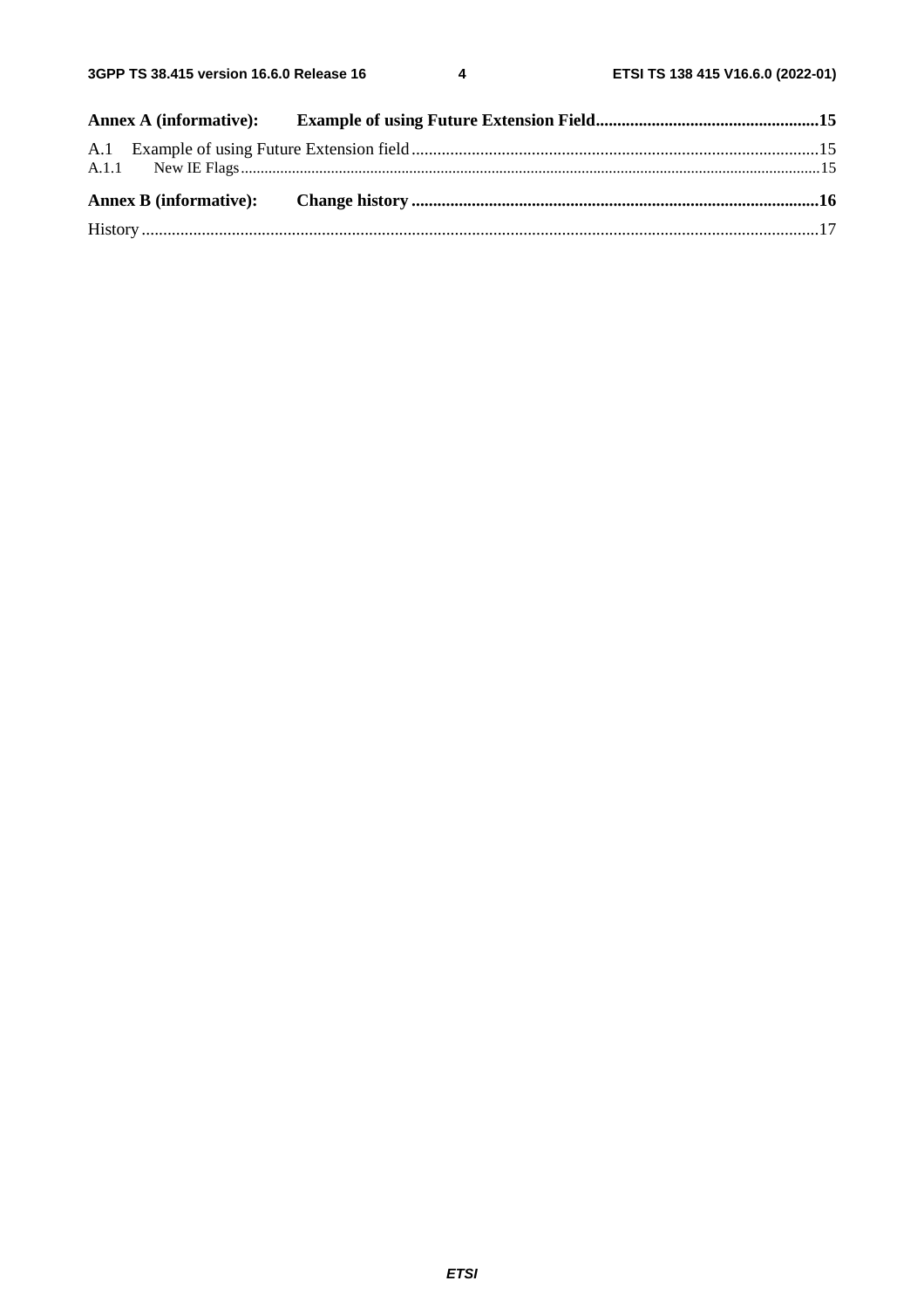Annex A (informative): Example of using Future Extension Field....................................................15

A.1 Example of using Future Extension field..............................................................................................15

A.1.1 New IE Flags.......................................................................................................................................15

Annex B (informative): Change history ..............................................................................................16

History............................................................................................................................................................17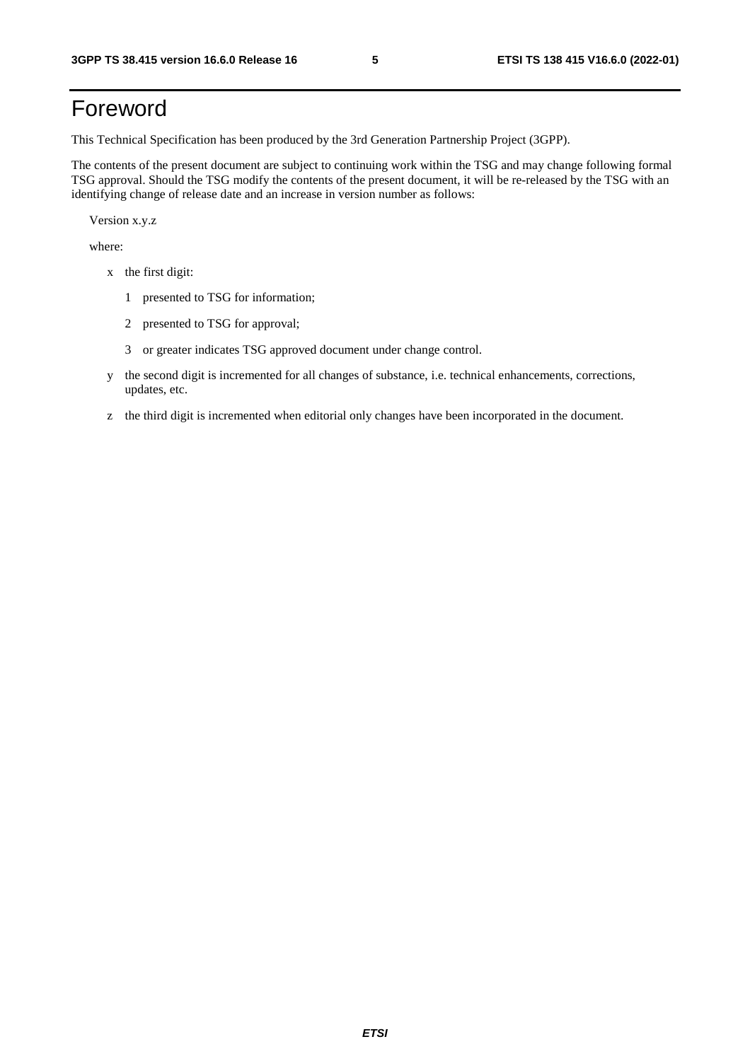# Foreword

This Technical Specification has been produced by the 3rd Generation Partnership Project (3GPP).

The contents of the present document are subject to continuing work within the TSG and may change following formal TSG approval. Should the TSG modify the contents of the present document, it will be re-released by the TSG with an identifying change of release date and an increase in version number as follows:

Version x.y.z

where:

- x the first digit:
  - 1 presented to TSG for information;
  - 2 presented to TSG for approval;
  - 3 or greater indicates TSG approved document under change control.
- y the second digit is incremented for all changes of substance, i.e. technical enhancements, corrections, updates, etc.
- z the third digit is incremented when editorial only changes have been incorporated in the document.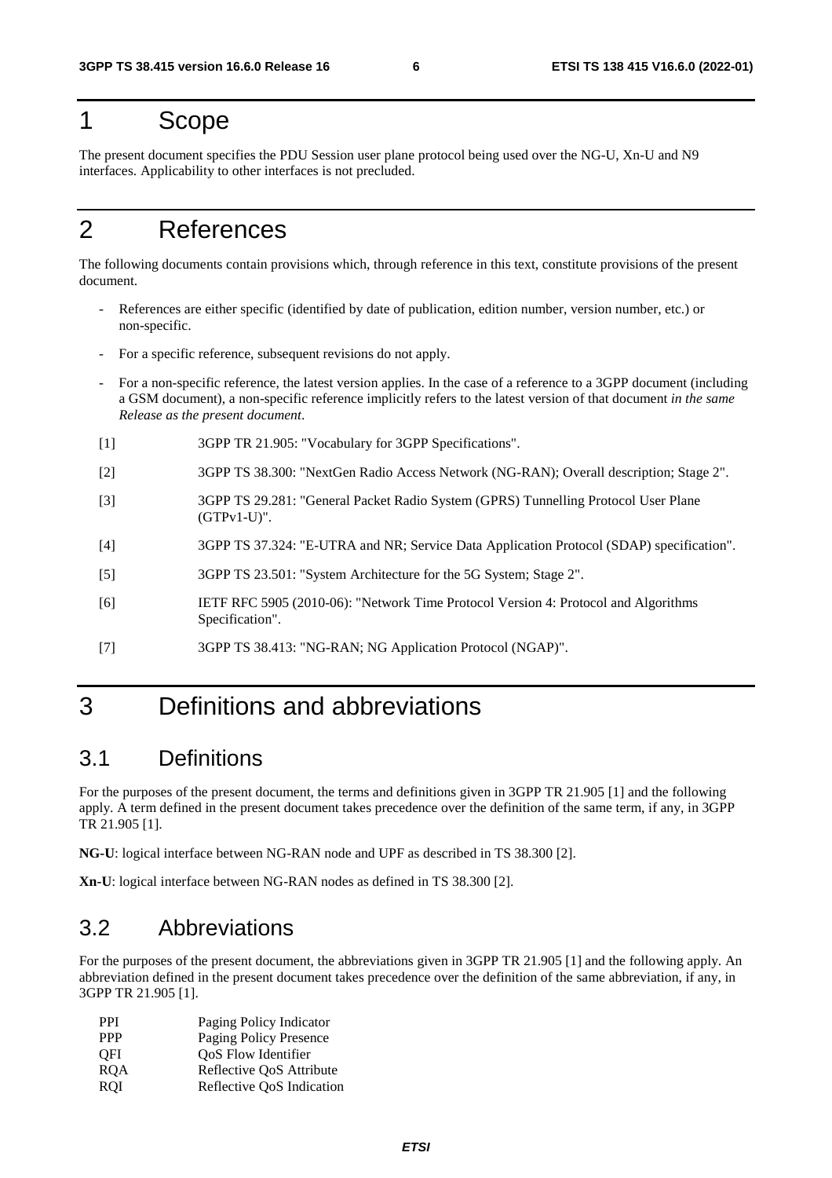# 1 Scope

The present document specifies the PDU Session user plane protocol being used over the NG-U, Xn-U and N9 interfaces. Applicability to other interfaces is not precluded.

# 2 References

The following documents contain provisions which, through reference in this text, constitute provisions of the present document.

- References are either specific (identified by date of publication, edition number, version number, etc.) or non-specific.
- For a specific reference, subsequent revisions do not apply.
- For a non-specific reference, the latest version applies. In the case of a reference to a 3GPP document (including a GSM document), a non-specific reference implicitly refers to the latest version of that document *in the same Release as the present document*.

[1] 3GPP TR 21.905: "Vocabulary for 3GPP Specifications".

[2] 3GPP TS 38.300: "NextGen Radio Access Network (NG-RAN); Overall description; Stage 2".

[3] 3GPP TS 29.281: "General Packet Radio System (GPRS) Tunnelling Protocol User Plane (GTPv1-U)".

[4] 3GPP TS 37.324: "E-UTRA and NR; Service Data Application Protocol (SDAP) specification".

[5] 3GPP TS 23.501: "System Architecture for the 5G System; Stage 2".

[6] IETF RFC 5905 (2010-06): "Network Time Protocol Version 4: Protocol and Algorithms Specification".

[7] 3GPP TS 38.413: "NG-RAN; NG Application Protocol (NGAP)".

# 3 Definitions and abbreviations

## 3.1 Definitions

For the purposes of the present document, the terms and definitions given in 3GPP TR 21.905 [1] and the following apply. A term defined in the present document takes precedence over the definition of the same term, if any, in 3GPP TR 21.905 [1].

**NG-U**: logical interface between NG-RAN node and UPF as described in TS 38.300 [2].

**Xn-U**: logical interface between NG-RAN nodes as defined in TS 38.300 [2].

## 3.2 Abbreviations

For the purposes of the present document, the abbreviations given in 3GPP TR 21.905 [1] and the following apply. An abbreviation defined in the present document takes precedence over the definition of the same abbreviation, if any, in 3GPP TR 21.905 [1].

PPI Paging Policy Indicator
PPP Paging Policy Presence
QFI QoS Flow Identifier
RQA Reflective QoS Attribute
RQI Reflective QoS Indication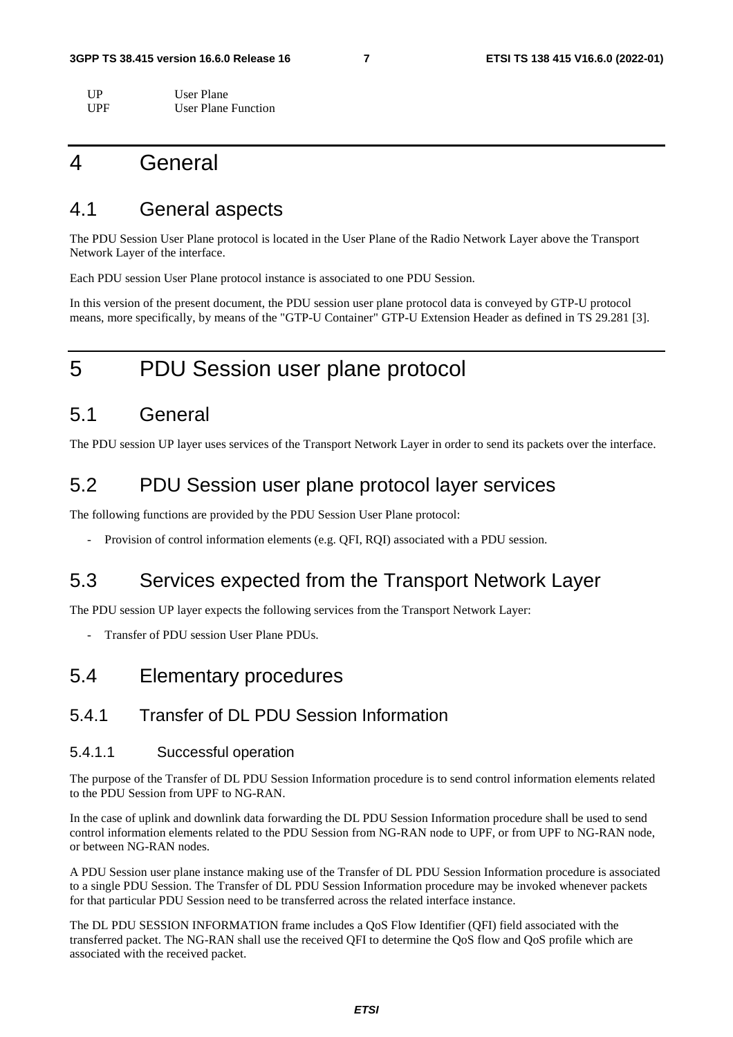UP User Plane
UPF User Plane Function

# 4 General

## 4.1 General aspects

The PDU Session User Plane protocol is located in the User Plane of the Radio Network Layer above the Transport Network Layer of the interface.

Each PDU session User Plane protocol instance is associated to one PDU Session.

In this version of the present document, the PDU session user plane protocol data is conveyed by GTP-U protocol means, more specifically, by means of the "GTP-U Container" GTP-U Extension Header as defined in TS 29.281 [3].

# 5 PDU Session user plane protocol

## 5.1 General

The PDU session UP layer uses services of the Transport Network Layer in order to send its packets over the interface.

## 5.2 PDU Session user plane protocol layer services

The following functions are provided by the PDU Session User Plane protocol:

- Provision of control information elements (e.g. QFI, RQI) associated with a PDU session.

## 5.3 Services expected from the Transport Network Layer

The PDU session UP layer expects the following services from the Transport Network Layer:

- Transfer of PDU session User Plane PDUs.

## 5.4 Elementary procedures

### 5.4.1 Transfer of DL PDU Session Information

#### 5.4.1.1 Successful operation

The purpose of the Transfer of DL PDU Session Information procedure is to send control information elements related to the PDU Session from UPF to NG-RAN.

In the case of uplink and downlink data forwarding the DL PDU Session Information procedure shall be used to send control information elements related to the PDU Session from NG-RAN node to UPF, or from UPF to NG-RAN node, or between NG-RAN nodes.

A PDU Session user plane instance making use of the Transfer of DL PDU Session Information procedure is associated to a single PDU Session. The Transfer of DL PDU Session Information procedure may be invoked whenever packets for that particular PDU Session need to be transferred across the related interface instance.

The DL PDU SESSION INFORMATION frame includes a QoS Flow Identifier (QFI) field associated with the transferred packet. The NG-RAN shall use the received QFI to determine the QoS flow and QoS profile which are associated with the received packet.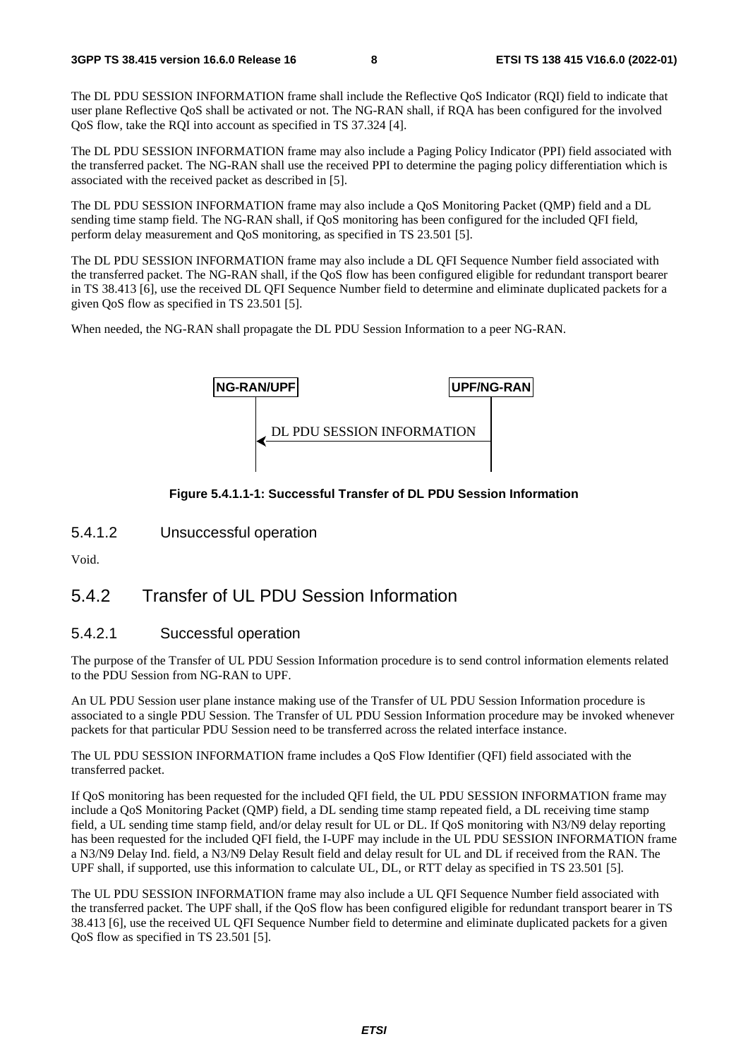The DL PDU SESSION INFORMATION frame shall include the Reflective QoS Indicator (RQI) field to indicate that user plane Reflective QoS shall be activated or not. The NG-RAN shall, if RQA has been configured for the involved QoS flow, take the RQI into account as specified in TS 37.324 [4].

The DL PDU SESSION INFORMATION frame may also include a Paging Policy Indicator (PPI) field associated with the transferred packet. The NG-RAN shall use the received PPI to determine the paging policy differentiation which is associated with the received packet as described in [5].

The DL PDU SESSION INFORMATION frame may also include a QoS Monitoring Packet (QMP) field and a DL sending time stamp field. The NG-RAN shall, if QoS monitoring has been configured for the included QFI field, perform delay measurement and QoS monitoring, as specified in TS 23.501 [5].

The DL PDU SESSION INFORMATION frame may also include a DL QFI Sequence Number field associated with the transferred packet. The NG-RAN shall, if the QoS flow has been configured eligible for redundant transport bearer in TS 38.413 [6], use the received DL QFI Sequence Number field to determine and eliminate duplicated packets for a given QoS flow as specified in TS 23.501 [5].

When needed, the NG-RAN shall propagate the DL PDU Session Information to a peer NG-RAN.

NG-RAN/UPF    UPF/NG-RAN

DL PDU SESSION INFORMATION

**Figure 5.4.1.1-1: Successful Transfer of DL PDU Session Information**

#### 5.4.1.2 Unsuccessful operation

Void.

### 5.4.2 Transfer of UL PDU Session Information

#### 5.4.2.1 Successful operation

The purpose of the Transfer of UL PDU Session Information procedure is to send control information elements related to the PDU Session from NG-RAN to UPF.

An UL PDU Session user plane instance making use of the Transfer of UL PDU Session Information procedure is associated to a single PDU Session. The Transfer of UL PDU Session Information procedure may be invoked whenever packets for that particular PDU Session need to be transferred across the related interface instance.

The UL PDU SESSION INFORMATION frame includes a QoS Flow Identifier (QFI) field associated with the transferred packet.

If QoS monitoring has been requested for the included QFI field, the UL PDU SESSION INFORMATION frame may include a QoS Monitoring Packet (QMP) field, a DL sending time stamp repeated field, a DL receiving time stamp field, a UL sending time stamp field, and/or delay result for UL or DL. If QoS monitoring with N3/N9 delay reporting has been requested for the included QFI field, the I-UPF may include in the UL PDU SESSION INFORMATION frame a N3/N9 Delay Ind. field, a N3/N9 Delay Result field and delay result for UL and DL if received from the RAN. The UPF shall, if supported, use this information to calculate UL, DL, or RTT delay as specified in TS 23.501 [5].

The UL PDU SESSION INFORMATION frame may also include a UL QFI Sequence Number field associated with the transferred packet. The UPF shall, if the QoS flow has been configured eligible for redundant transport bearer in TS 38.413 [6], use the received UL QFI Sequence Number field to determine and eliminate duplicated packets for a given QoS flow as specified in TS 23.501 [5].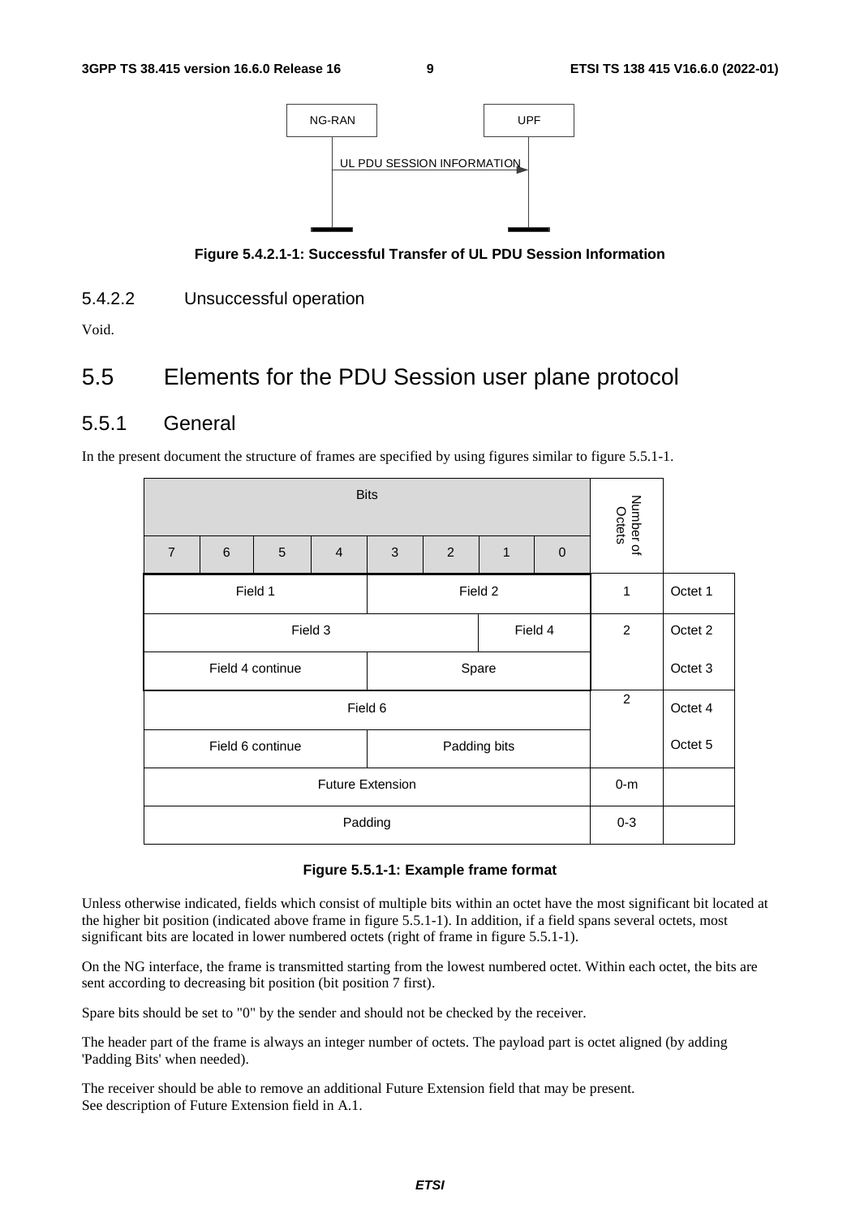| NG-RAN | | UPF |
|---|---|---|
| | UL PDU SESSION INFORMATION → | |

**Figure 5.4.2.1-1: Successful Transfer of UL PDU Session Information**

#### 5.4.2.2 Unsuccessful operation

Void.

## 5.5 Elements for the PDU Session user plane protocol

### 5.5.1 General

In the present document the structure of frames are specified by using figures similar to figure 5.5.1-1.

| Bits | | | | | | | | Number of Octets | |
|---|---|---|---|---|---|---|---|---|---|
| 7 | 6 | 5 | 4 | 3 | 2 | 1 | 0 | | |
| Field 1 | | | | Field 2 | | | | 1 | Octet 1 |
| Field 3 | | | | | | Field 4 | | 2 | Octet 2 |
| Field 4 continue | | | | Spare | | | | | Octet 3 |
| Field 6 | | | | | | | | 2 | Octet 4 |
| Field 6 continue | | | | Padding bits | | | | | Octet 5 |
| Future Extension | | | | | | | | 0-m | |
| Padding | | | | | | | | 0-3 | |

**Figure 5.5.1-1: Example frame format**

Unless otherwise indicated, fields which consist of multiple bits within an octet have the most significant bit located at the higher bit position (indicated above frame in figure 5.5.1-1). In addition, if a field spans several octets, most significant bits are located in lower numbered octets (right of frame in figure 5.5.1-1).

On the NG interface, the frame is transmitted starting from the lowest numbered octet. Within each octet, the bits are sent according to decreasing bit position (bit position 7 first).

Spare bits should be set to "0" by the sender and should not be checked by the receiver.

The header part of the frame is always an integer number of octets. The payload part is octet aligned (by adding 'Padding Bits' when needed).

The receiver should be able to remove an additional Future Extension field that may be present.
See description of Future Extension field in A.1.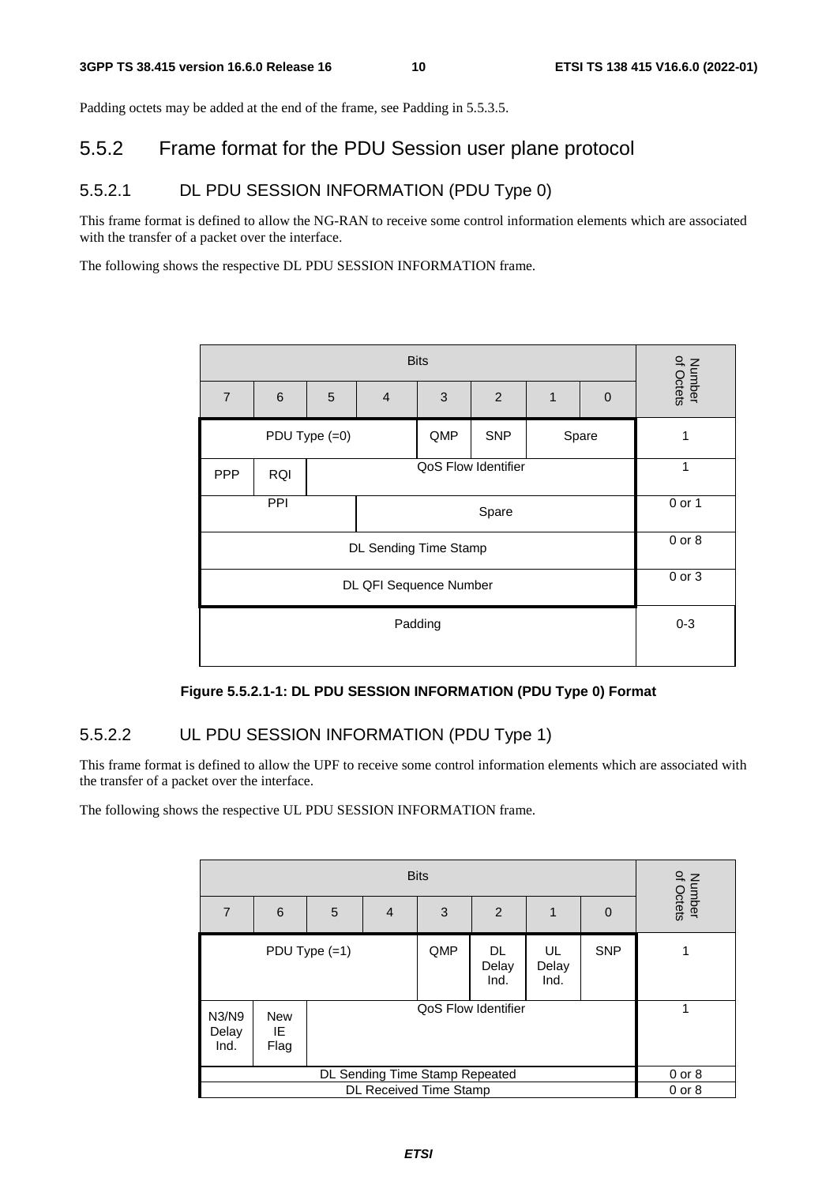Padding octets may be added at the end of the frame, see Padding in 5.5.3.5.

## 5.5.2 Frame format for the PDU Session user plane protocol

### 5.5.2.1 DL PDU SESSION INFORMATION (PDU Type 0)

This frame format is defined to allow the NG-RAN to receive some control information elements which are associated with the transfer of a packet over the interface.

The following shows the respective DL PDU SESSION INFORMATION frame.

| Bits | | | | | | | | Number of Octets |
|---|---|---|---|---|---|---|---|---|
| 7 | 6 | 5 | 4 | 3 | 2 | 1 | 0 | |
| PDU Type (=0) | | | | QMP | SNP | Spare | | 1 |
| PPP | RQI | QoS Flow Identifier | | | | | | 1 |
| PPI | | | Spare | | | | | 0 or 1 |
| DL Sending Time Stamp | | | | | | | | 0 or 8 |
| DL QFI Sequence Number | | | | | | | | 0 or 3 |
| Padding | | | | | | | | 0-3 |

**Figure 5.5.2.1-1: DL PDU SESSION INFORMATION (PDU Type 0) Format**

### 5.5.2.2 UL PDU SESSION INFORMATION (PDU Type 1)

This frame format is defined to allow the UPF to receive some control information elements which are associated with the transfer of a packet over the interface.

The following shows the respective UL PDU SESSION INFORMATION frame.

| Bits | | | | | | | | Number of Octets |
|---|---|---|---|---|---|---|---|---|
| 7 | 6 | 5 | 4 | 3 | 2 | 1 | 0 | |
| PDU Type (=1) | | | | QMP | DL Delay Ind. | UL Delay Ind. | SNP | 1 |
| N3/N9 Delay Ind. | New IE Flag | QoS Flow Identifier | | | | | | 1 |
| DL Sending Time Stamp Repeated | | | | | | | | 0 or 8 |
| DL Received Time Stamp | | | | | | | | 0 or 8 |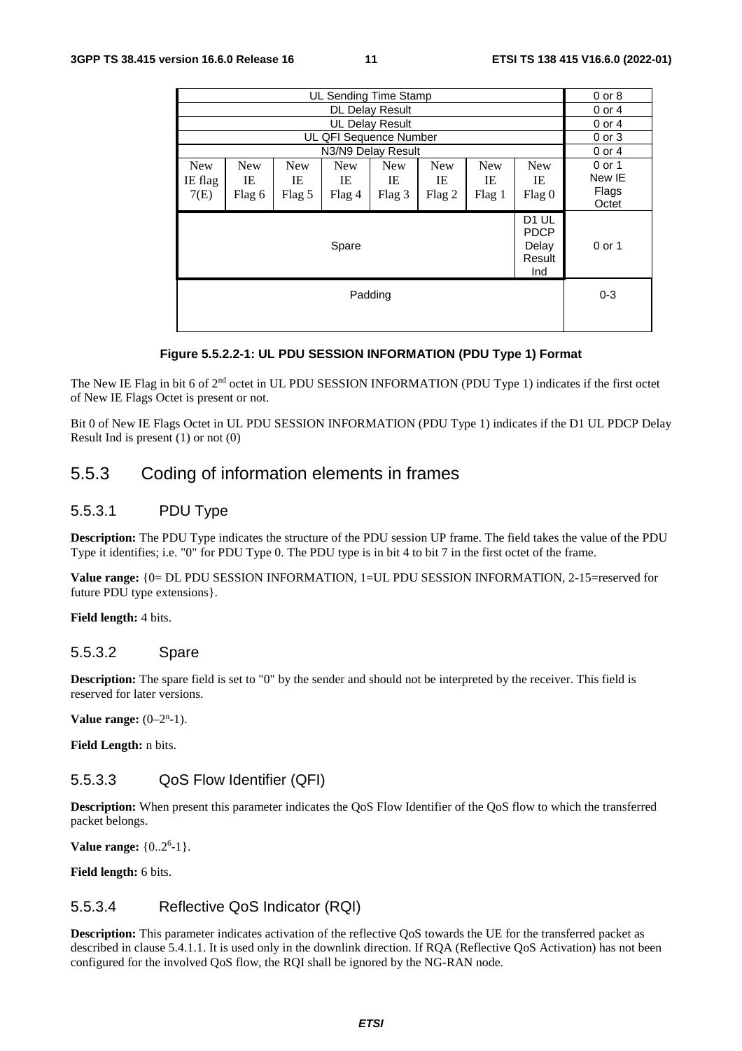| | | | | | | | | |
|---|---|---|---|---|---|---|---|---|
| UL Sending Time Stamp | | | | | | | | 0 or 8 |
| DL Delay Result | | | | | | | | 0 or 4 |
| UL Delay Result | | | | | | | | 0 or 4 |
| UL QFI Sequence Number | | | | | | | | 0 or 3 |
| N3/N9 Delay Result | | | | | | | | 0 or 4 |
| New IE flag 7(E) | New IE Flag 6 | New IE Flag 5 | New IE Flag 4 | New IE Flag 3 | New IE Flag 2 | New IE Flag 1 | New IE Flag 0 | 0 or 1 New IE Flags Octet |
| Spare | | | | | | | D1 UL PDCP Delay Result Ind | 0 or 1 |
| Padding | | | | | | | | 0-3 |

**Figure 5.5.2.2-1: UL PDU SESSION INFORMATION (PDU Type 1) Format**

The New IE Flag in bit 6 of 2nd octet in UL PDU SESSION INFORMATION (PDU Type 1) indicates if the first octet of New IE Flags Octet is present or not.

Bit 0 of New IE Flags Octet in UL PDU SESSION INFORMATION (PDU Type 1) indicates if the D1 UL PDCP Delay Result Ind is present (1) or not (0)

## 5.5.3 Coding of information elements in frames

### 5.5.3.1 PDU Type

**Description:** The PDU Type indicates the structure of the PDU session UP frame. The field takes the value of the PDU Type it identifies; i.e. "0" for PDU Type 0. The PDU type is in bit 4 to bit 7 in the first octet of the frame.

**Value range:** {0= DL PDU SESSION INFORMATION, 1=UL PDU SESSION INFORMATION, 2-15=reserved for future PDU type extensions}.

**Field length:** 4 bits.

### 5.5.3.2 Spare

**Description:** The spare field is set to "0" by the sender and should not be interpreted by the receiver. This field is reserved for later versions.

**Value range:** $(0–2^n-1)$.

**Field Length:** n bits.

### 5.5.3.3 QoS Flow Identifier (QFI)

**Description:** When present this parameter indicates the QoS Flow Identifier of the QoS flow to which the transferred packet belongs.

**Value range:** $\{0..2^6-1\}$.

**Field length:** 6 bits.

### 5.5.3.4 Reflective QoS Indicator (RQI)

**Description:** This parameter indicates activation of the reflective QoS towards the UE for the transferred packet as described in clause 5.4.1.1. It is used only in the downlink direction. If RQA (Reflective QoS Activation) has not been configured for the involved QoS flow, the RQI shall be ignored by the NG-RAN node.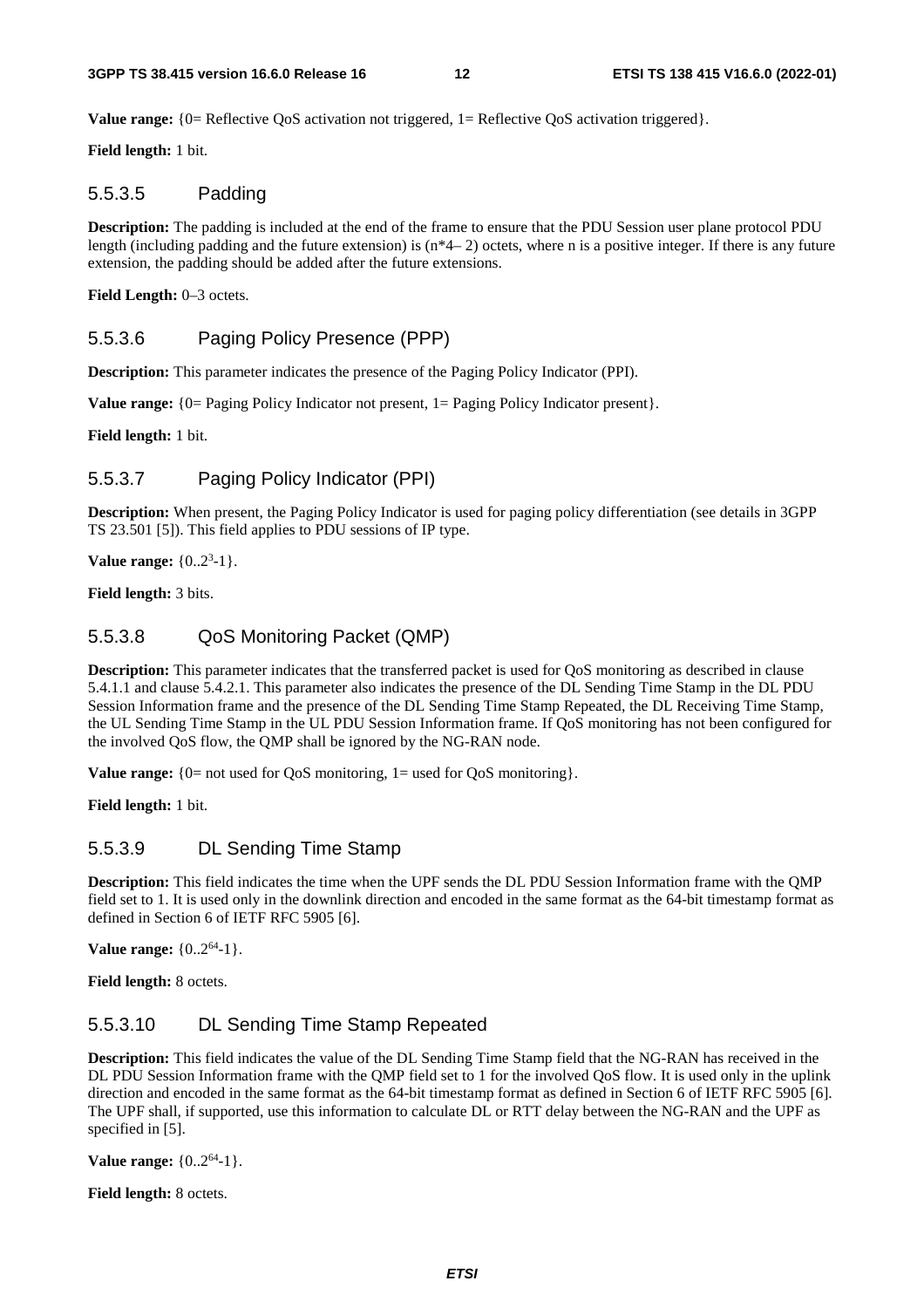**Value range:** {0= Reflective QoS activation not triggered, 1= Reflective QoS activation triggered}.

**Field length:** 1 bit.

#### 5.5.3.5 Padding

**Description:** The padding is included at the end of the frame to ensure that the PDU Session user plane protocol PDU length (including padding and the future extension) is (n*4– 2) octets, where n is a positive integer. If there is any future extension, the padding should be added after the future extensions.

**Field Length:** 0–3 octets.

#### 5.5.3.6 Paging Policy Presence (PPP)

**Description:** This parameter indicates the presence of the Paging Policy Indicator (PPI).

**Value range:** {0= Paging Policy Indicator not present, 1= Paging Policy Indicator present}.

**Field length:** 1 bit.

#### 5.5.3.7 Paging Policy Indicator (PPI)

**Description:** When present, the Paging Policy Indicator is used for paging policy differentiation (see details in 3GPP TS 23.501 [5]). This field applies to PDU sessions of IP type.

**Value range:** $\{0..2^3-1\}$.

**Field length:** 3 bits.

#### 5.5.3.8 QoS Monitoring Packet (QMP)

**Description:** This parameter indicates that the transferred packet is used for QoS monitoring as described in clause 5.4.1.1 and clause 5.4.2.1. This parameter also indicates the presence of the DL Sending Time Stamp in the DL PDU Session Information frame and the presence of the DL Sending Time Stamp Repeated, the DL Receiving Time Stamp, the UL Sending Time Stamp in the UL PDU Session Information frame. If QoS monitoring has not been configured for the involved QoS flow, the QMP shall be ignored by the NG-RAN node.

**Value range:** {0= not used for QoS monitoring, 1= used for QoS monitoring}.

**Field length:** 1 bit.

#### 5.5.3.9 DL Sending Time Stamp

**Description:** This field indicates the time when the UPF sends the DL PDU Session Information frame with the QMP field set to 1. It is used only in the downlink direction and encoded in the same format as the 64-bit timestamp format as defined in Section 6 of IETF RFC 5905 [6].

**Value range:** $\{0..2^{64}-1\}$.

**Field length:** 8 octets.

#### 5.5.3.10 DL Sending Time Stamp Repeated

**Description:** This field indicates the value of the DL Sending Time Stamp field that the NG-RAN has received in the DL PDU Session Information frame with the QMP field set to 1 for the involved QoS flow. It is used only in the uplink direction and encoded in the same format as the 64-bit timestamp format as defined in Section 6 of IETF RFC 5905 [6]. The UPF shall, if supported, use this information to calculate DL or RTT delay between the NG-RAN and the UPF as specified in [5].

**Value range:** $\{0..2^{64}-1\}$.

**Field length:** 8 octets.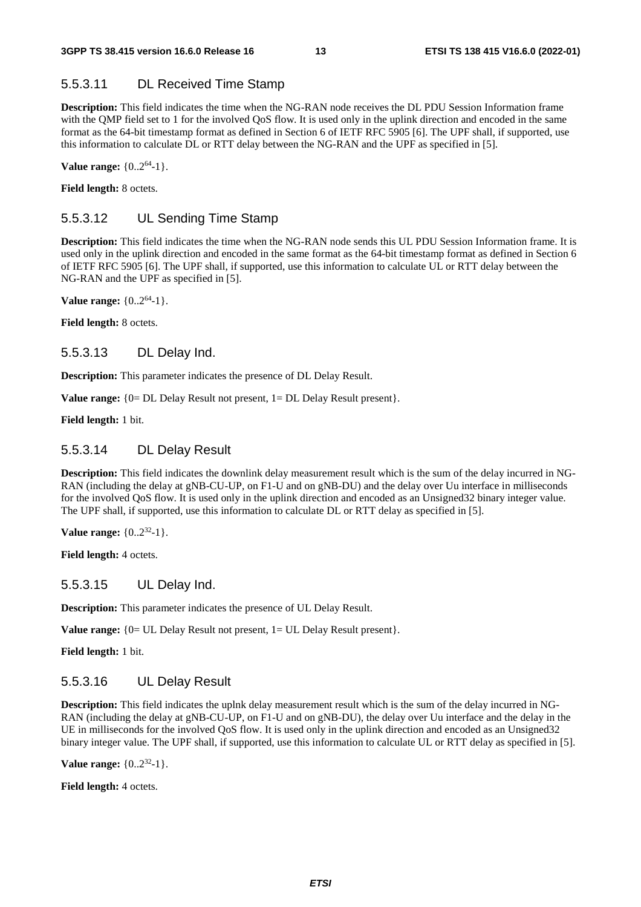### 5.5.3.11 DL Received Time Stamp

**Description:** This field indicates the time when the NG-RAN node receives the DL PDU Session Information frame with the QMP field set to 1 for the involved QoS flow. It is used only in the uplink direction and encoded in the same format as the 64-bit timestamp format as defined in Section 6 of IETF RFC 5905 [6]. The UPF shall, if supported, use this information to calculate DL or RTT delay between the NG-RAN and the UPF as specified in [5].

**Value range:** $\{0..2^{64}-1\}$.

**Field length:** 8 octets.

### 5.5.3.12 UL Sending Time Stamp

**Description:** This field indicates the time when the NG-RAN node sends this UL PDU Session Information frame. It is used only in the uplink direction and encoded in the same format as the 64-bit timestamp format as defined in Section 6 of IETF RFC 5905 [6]. The UPF shall, if supported, use this information to calculate UL or RTT delay between the NG-RAN and the UPF as specified in [5].

**Value range:** $\{0..2^{64}-1\}$.

**Field length:** 8 octets.

### 5.5.3.13 DL Delay Ind.

**Description:** This parameter indicates the presence of DL Delay Result.

**Value range:** {0= DL Delay Result not present, 1= DL Delay Result present}.

**Field length:** 1 bit.

### 5.5.3.14 DL Delay Result

**Description:** This field indicates the downlink delay measurement result which is the sum of the delay incurred in NG-RAN (including the delay at gNB-CU-UP, on F1-U and on gNB-DU) and the delay over Uu interface in milliseconds for the involved QoS flow. It is used only in the uplink direction and encoded as an Unsigned32 binary integer value. The UPF shall, if supported, use this information to calculate DL or RTT delay as specified in [5].

**Value range:** $\{0..2^{32}-1\}$.

**Field length:** 4 octets.

### 5.5.3.15 UL Delay Ind.

**Description:** This parameter indicates the presence of UL Delay Result.

**Value range:** {0= UL Delay Result not present, 1= UL Delay Result present}.

**Field length:** 1 bit.

### 5.5.3.16 UL Delay Result

**Description:** This field indicates the uplnk delay measurement result which is the sum of the delay incurred in NG-RAN (including the delay at gNB-CU-UP, on F1-U and on gNB-DU), the delay over Uu interface and the delay in the UE in milliseconds for the involved QoS flow. It is used only in the uplink direction and encoded as an Unsigned32 binary integer value. The UPF shall, if supported, use this information to calculate UL or RTT delay as specified in [5].

**Value range:** $\{0..2^{32}-1\}$.

**Field length:** 4 octets.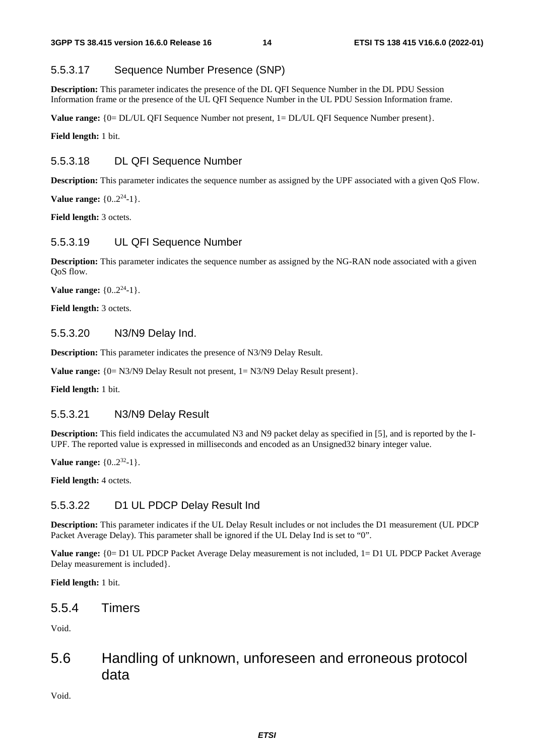#### 5.5.3.17 Sequence Number Presence (SNP)

**Description:** This parameter indicates the presence of the DL QFI Sequence Number in the DL PDU Session Information frame or the presence of the UL QFI Sequence Number in the UL PDU Session Information frame.

**Value range:** {0= DL/UL QFI Sequence Number not present, 1= DL/UL QFI Sequence Number present}.

**Field length:** 1 bit.

#### 5.5.3.18 DL QFI Sequence Number

**Description:** This parameter indicates the sequence number as assigned by the UPF associated with a given QoS Flow.

**Value range:** $\{0..2^{24}-1\}$.

**Field length:** 3 octets.

#### 5.5.3.19 UL QFI Sequence Number

**Description:** This parameter indicates the sequence number as assigned by the NG-RAN node associated with a given QoS flow.

**Value range:** $\{0..2^{24}-1\}$.

**Field length:** 3 octets.

#### 5.5.3.20 N3/N9 Delay Ind.

**Description:** This parameter indicates the presence of N3/N9 Delay Result.

**Value range:** {0= N3/N9 Delay Result not present, 1= N3/N9 Delay Result present}.

**Field length:** 1 bit.

#### 5.5.3.21 N3/N9 Delay Result

**Description:** This field indicates the accumulated N3 and N9 packet delay as specified in [5], and is reported by the I-UPF. The reported value is expressed in milliseconds and encoded as an Unsigned32 binary integer value.

**Value range:** $\{0..2^{32}-1\}$.

**Field length:** 4 octets.

#### 5.5.3.22 D1 UL PDCP Delay Result Ind

**Description:** This parameter indicates if the UL Delay Result includes or not includes the D1 measurement (UL PDCP Packet Average Delay). This parameter shall be ignored if the UL Delay Ind is set to "0".

**Value range:** {0= D1 UL PDCP Packet Average Delay measurement is not included, 1= D1 UL PDCP Packet Average Delay measurement is included}.

**Field length:** 1 bit.

### 5.5.4 Timers

Void.

## 5.6 Handling of unknown, unforeseen and erroneous protocol data

Void.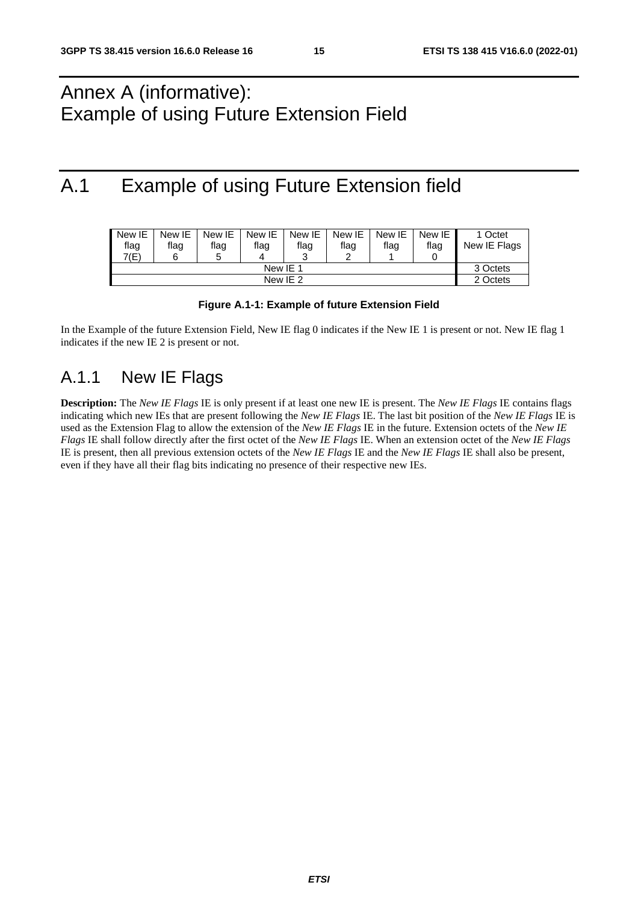# Annex A (informative): Example of using Future Extension Field

# A.1 Example of using Future Extension field

| New IE flag 7(E) | New IE flag 6 | New IE flag 5 | New IE flag 4 | New IE flag 3 | New IE flag 2 | New IE flag 1 | New IE flag 0 | 1 Octet New IE Flags |
|---|---|---|---|---|---|---|---|---|
| New IE 1 | | | | | | | | 3 Octets |
| New IE 2 | | | | | | | | 2 Octets |

**Figure A.1-1: Example of future Extension Field**

In the Example of the future Extension Field, New IE flag 0 indicates if the New IE 1 is present or not. New IE flag 1 indicates if the new IE 2 is present or not.

## A.1.1 New IE Flags

**Description:** The *New IE Flags* IE is only present if at least one new IE is present. The *New IE Flags* IE contains flags indicating which new IEs that are present following the *New IE Flags* IE. The last bit position of the *New IE Flags* IE is used as the Extension Flag to allow the extension of the *New IE Flags* IE in the future. Extension octets of the *New IE Flags* IE shall follow directly after the first octet of the *New IE Flags* IE. When an extension octet of the *New IE Flags* IE is present, then all previous extension octets of the *New IE Flags* IE and the *New IE Flags* IE shall also be present, even if they have all their flag bits indicating no presence of their respective new IEs.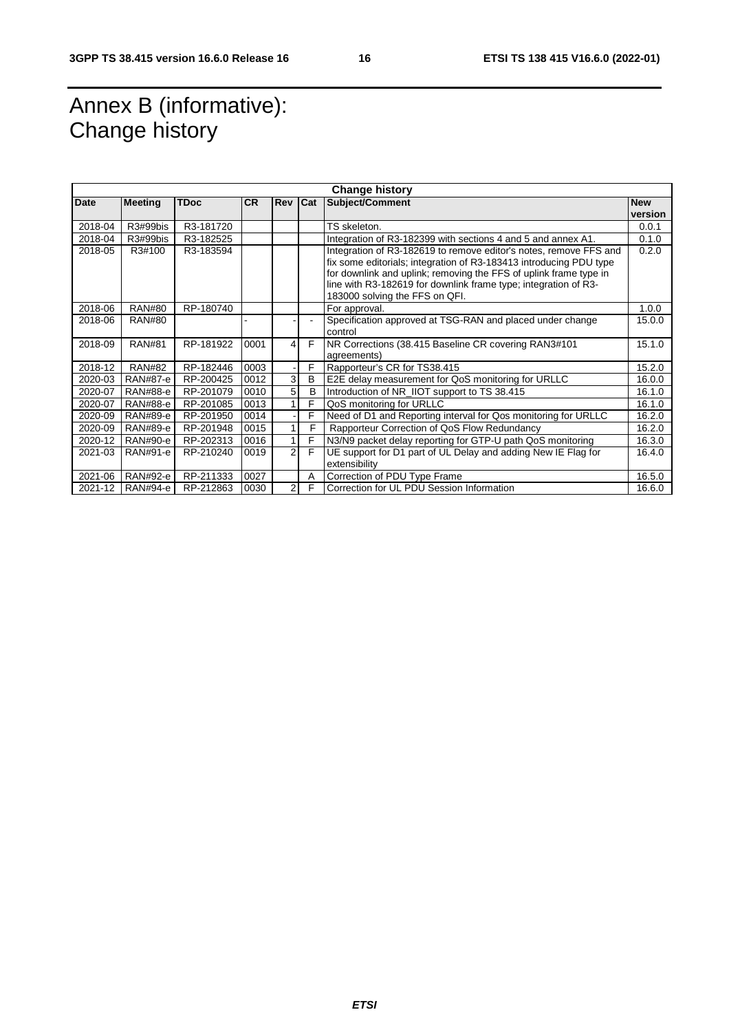# Annex B (informative): Change history

| Change history | | | | | | | |
|---|---|---|---|---|---|---|---|
| **Date** | **Meeting** | **TDoc** | **CR** | **Rev** | **Cat** | **Subject/Comment** | **New version** |
| 2018-04 | R3#99bis | R3-181720 | | | | TS skeleton. | 0.0.1 |
| 2018-04 | R3#99bis | R3-182525 | | | | Integration of R3-182399 with sections 4 and 5 and annex A1. | 0.1.0 |
| 2018-05 | R3#100 | R3-183594 | | | | Integration of R3-182619 to remove editor's notes, remove FFS and fix some editorials; integration of R3-183413 introducing PDU type for downlink and uplink; removing the FFS of uplink frame type in line with R3-182619 for downlink frame type; integration of R3-183000 solving the FFS on QFI. | 0.2.0 |
| 2018-06 | RAN#80 | RP-180740 | | | | For approval. | 1.0.0 |
| 2018-06 | RAN#80 | | - | - | - | Specification approved at TSG-RAN and placed under change control | 15.0.0 |
| 2018-09 | RAN#81 | RP-181922 | 0001 | 4 | F | NR Corrections (38.415 Baseline CR covering RAN3#101 agreements) | 15.1.0 |
| 2018-12 | RAN#82 | RP-182446 | 0003 | - | F | Rapporteur's CR for TS38.415 | 15.2.0 |
| 2020-03 | RAN#87-e | RP-200425 | 0012 | 3 | B | E2E delay measurement for QoS monitoring for URLLC | 16.0.0 |
| 2020-07 | RAN#88-e | RP-201079 | 0010 | 5 | B | Introduction of NR_IIOT support to TS 38.415 | 16.1.0 |
| 2020-07 | RAN#88-e | RP-201085 | 0013 | 1 | F | QoS monitoring for URLLC | 16.1.0 |
| 2020-09 | RAN#89-e | RP-201950 | 0014 | - | F | Need of D1 and Reporting interval for Qos monitoring for URLLC | 16.2.0 |
| 2020-09 | RAN#89-e | RP-201948 | 0015 | 1 | F | Rapporteur Correction of QoS Flow Redundancy | 16.2.0 |
| 2020-12 | RAN#90-e | RP-202313 | 0016 | 1 | F | N3/N9 packet delay reporting for GTP-U path QoS monitoring | 16.3.0 |
| 2021-03 | RAN#91-e | RP-210240 | 0019 | 2 | F | UE support for D1 part of UL Delay and adding New IE Flag for extensibility | 16.4.0 |
| 2021-06 | RAN#92-e | RP-211333 | 0027 | | A | Correction of PDU Type Frame | 16.5.0 |
| 2021-12 | RAN#94-e | RP-212863 | 0030 | 2 | F | Correction for UL PDU Session Information | 16.6.0 |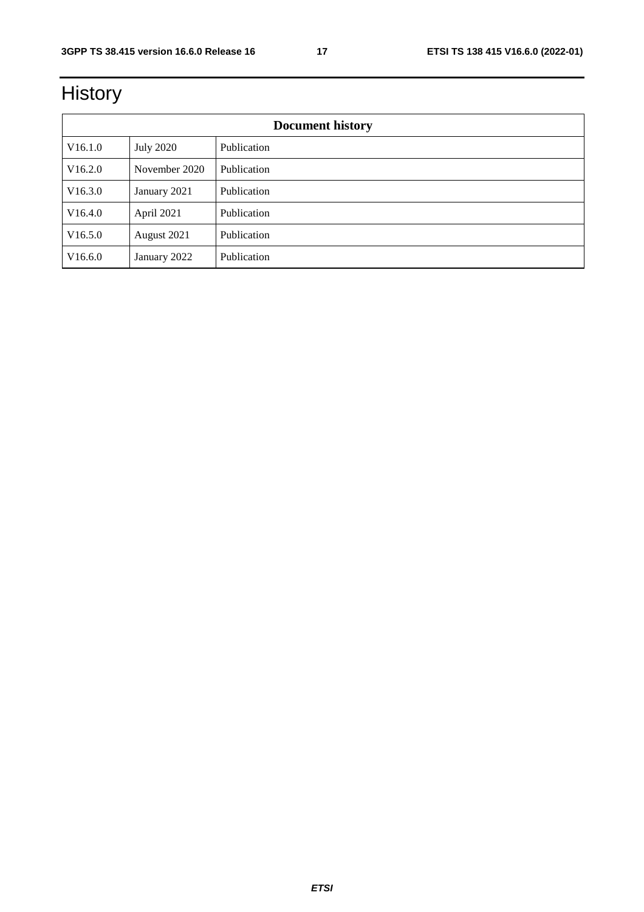# History

| Document history | | |
|---|---|---|
| V16.1.0 | July 2020 | Publication |
| V16.2.0 | November 2020 | Publication |
| V16.3.0 | January 2021 | Publication |
| V16.4.0 | April 2021 | Publication |
| V16.5.0 | August 2021 | Publication |
| V16.6.0 | January 2022 | Publication |